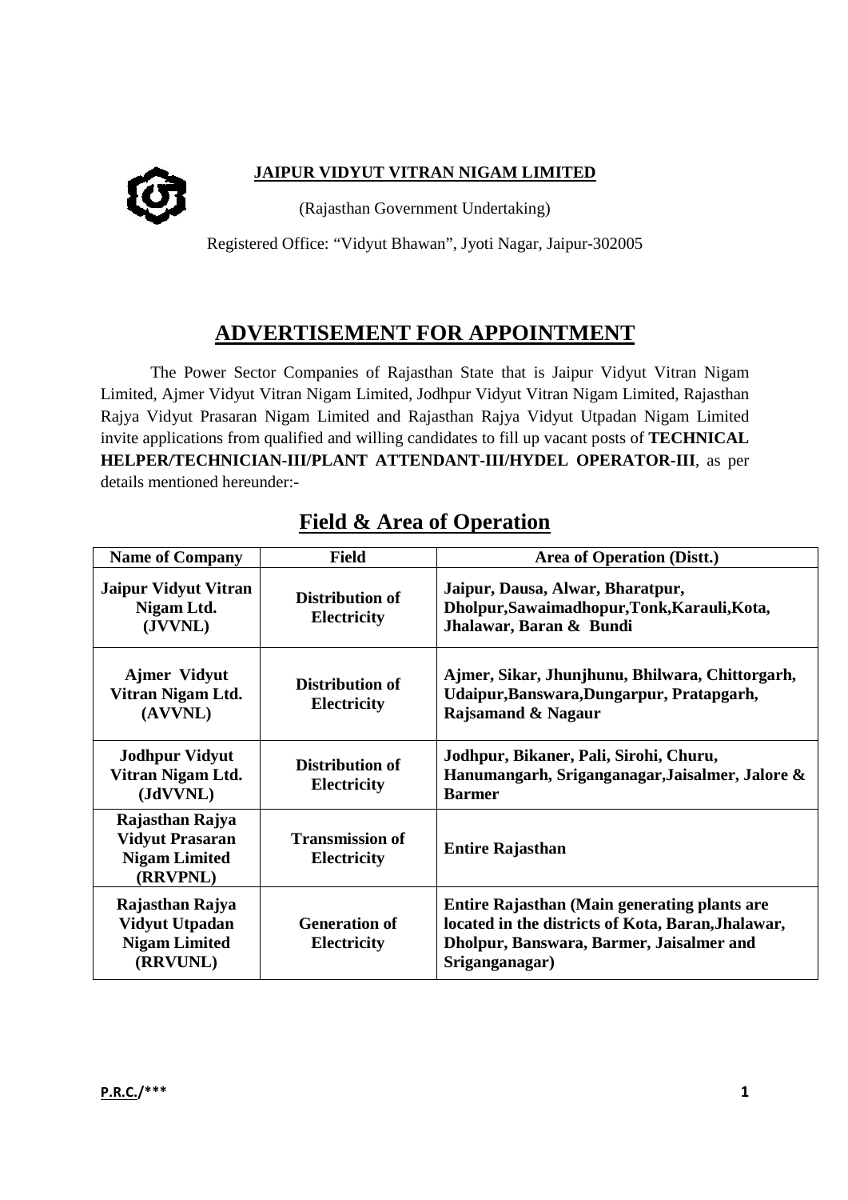**JAIPUR VIDYUT VITRAN NIGAM LIMITED**

(Rajasthan Government Undertaking)

Registered Office: "Vidyut Bhawan", Jyoti Nagar, Jaipur-302005

# ADVERTISEMENT FOR APPOINTMENT

The Power Sector Companies of Rajasthan State that is Jaipur Vidyut Vitran Nigam Limited, Ajmer Vidyut Vitran Nigam Limited, Jodhpur Vidyut Vitran Nigam Limited, Rajasthan Rajya Vidyut Prasaran Nigam Limited and Rajasthan Rajya Vidyut Utpadan Nigam Limited invite applications from qualified and willing candidates to fill up vacant posts of **TECHNICAL HELPER/TECHNICIAN-III/PLANT ATTENDANT-III/HYDEL OPERATOR-III**, as per details mentioned hereunder:-

## Field & Area of Operation

| Name of Company | Field | Area of Operation (Distt.) |
|---|---|---|
| **Jaipur Vidyut Vitran Nigam Ltd. (JVVNL)** | **Distribution of Electricity** | **Jaipur, Dausa, Alwar, Bharatpur, Dholpur,Sawaimadhopur,Tonk,Karauli,Kota, Jhalawar, Baran & Bundi** |
| **Ajmer Vidyut Vitran Nigam Ltd. (AVVNL)** | **Distribution of Electricity** | **Ajmer, Sikar, Jhunjhunu, Bhilwara, Chittorgarh, Udaipur,Banswara,Dungarpur, Pratapgarh, Rajsamand & Nagaur** |
| **Jodhpur Vidyut Vitran Nigam Ltd. (JdVVNL)** | **Distribution of Electricity** | **Jodhpur, Bikaner, Pali, Sirohi, Churu, Hanumangarh, Sriganganagar,Jaisalmer, Jalore & Barmer** |
| **Rajasthan Rajya Vidyut Prasaran Nigam Limited (RRVPNL)** | **Transmission of Electricity** | **Entire Rajasthan** |
| **Rajasthan Rajya Vidyut Utpadan Nigam Limited (RRVUNL)** | **Generation of Electricity** | **Entire Rajasthan (Main generating plants are located in the districts of Kota, Baran,Jhalawar, Dholpur, Banswara, Barmer, Jaisalmer and Sriganganagar)** |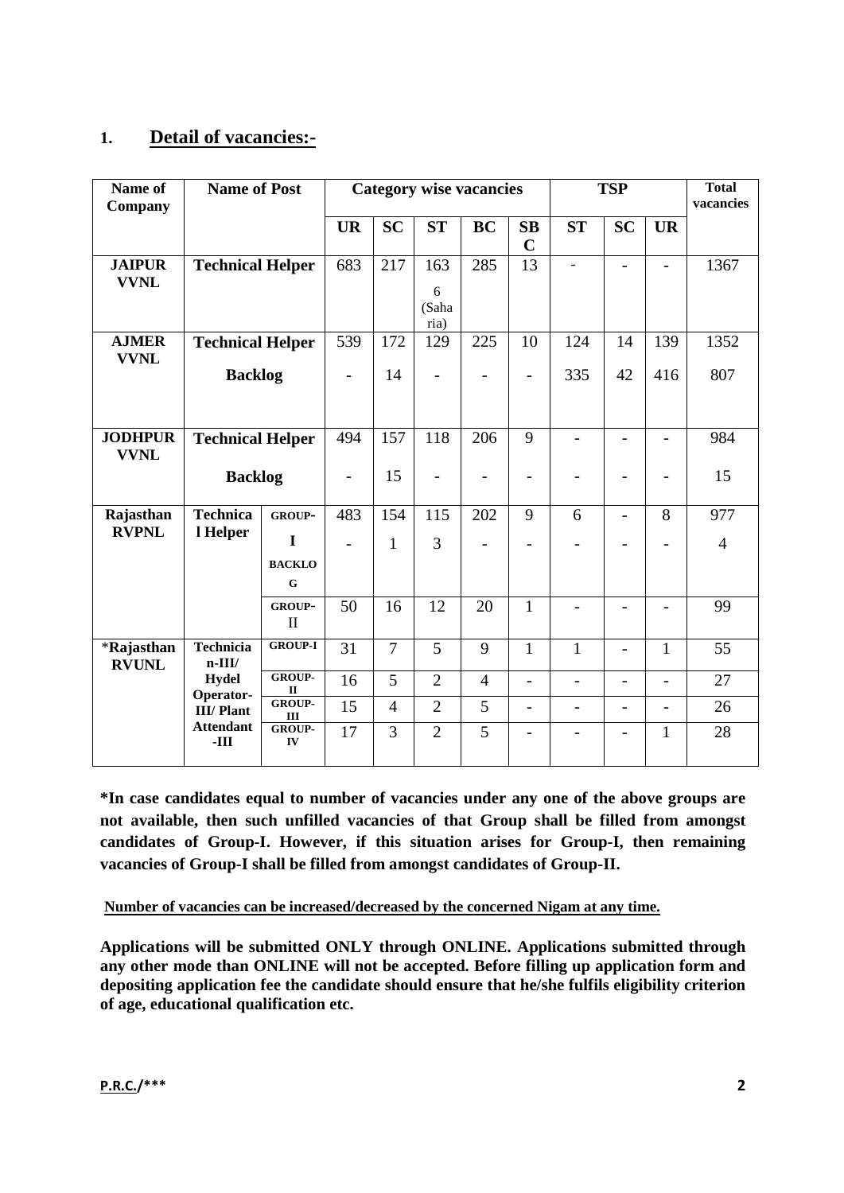## 1. Detail of vacancies:-

| Name of Company | Name of Post | | Category wise vacancies | | | | | TSP | | | Total vacancies |
|---|---|---|---|---|---|---|---|---|---|---|---|
| | | | UR | SC | ST | BC | SBC | ST | SC | UR | |
| JAIPUR VVNL | Technical Helper | | 683 | 217 | 163<br>6 (Saharia) | 285 | 13 | - | - | - | 1367 |
| AJMER VVNL | Technical Helper | | 539 | 172 | 129 | 225 | 10 | 124 | 14 | 139 | 1352 |
| | Backlog | | - | 14 | - | - | - | 335 | 42 | 416 | 807 |
| JODHPUR VVNL | Technical Helper | | 494 | 157 | 118 | 206 | 9 | - | - | - | 984 |
| | Backlog | | - | 15 | - | - | - | - | - | - | 15 |
| Rajasthan RVPNL | Technical Helper | GROUP-I | 483 | 154 | 115 | 202 | 9 | 6 | - | 8 | 977 |
| | | BACKLOG | - | 1 | 3 | - | - | - | - | - | 4 |
| | | GROUP-II | 50 | 16 | 12 | 20 | 1 | - | - | - | 99 |
| *Rajasthan RVUNL | Technician-III/ Hydel Operator-III/ Plant Attendant-III | GROUP-I | 31 | 7 | 5 | 9 | 1 | 1 | - | 1 | 55 |
| | | GROUP-II | 16 | 5 | 2 | 4 | - | - | - | - | 27 |
| | | GROUP-III | 15 | 4 | 2 | 5 | - | - | - | - | 26 |
| | | GROUP-IV | 17 | 3 | 2 | 5 | - | - | - | 1 | 28 |

**\*In case candidates equal to number of vacancies under any one of the above groups are not available, then such unfilled vacancies of that Group shall be filled from amongst candidates of Group-I. However, if this situation arises for Group-I, then remaining vacancies of Group-I shall be filled from amongst candidates of Group-II.**

**Number of vacancies can be increased/decreased by the concerned Nigam at any time.**

**Applications will be submitted ONLY through ONLINE. Applications submitted through any other mode than ONLINE will not be accepted. Before filling up application form and depositing application fee the candidate should ensure that he/she fulfils eligibility criterion of age, educational qualification etc.**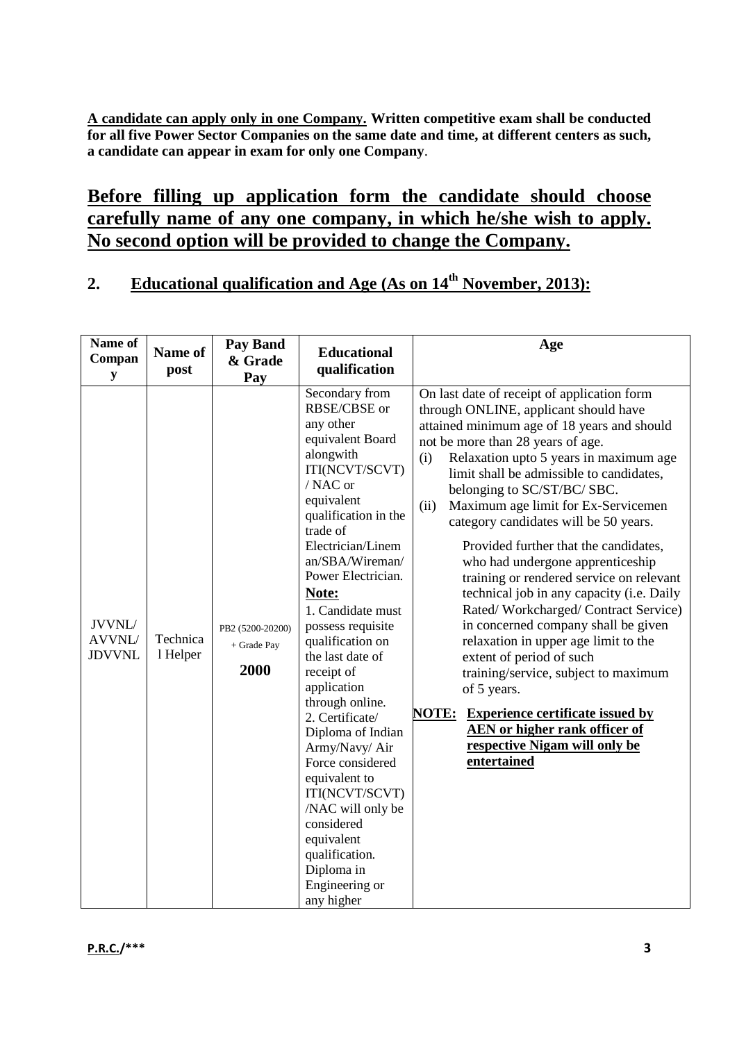**A candidate can apply only in one Company. Written competitive exam shall be conducted for all five Power Sector Companies on the same date and time, at different centers as such, a candidate can appear in exam for only one Company**.

**Before filling up application form the candidate should choose carefully name of any one company, in which he/she wish to apply. No second option will be provided to change the Company.**

## 2. Educational qualification and Age (As on 14th November, 2013):

| Name of Company | Name of post | Pay Band & Grade Pay | Educational qualification | Age |
|---|---|---|---|---|
| JVVNL/ AVVNL/ JDVVNL | Technical Helper | PB2 (5200-20200) + Grade Pay **2000** | Secondary from RBSE/CBSE or any other equivalent Board alongwith ITI(NCVT/SCVT) / NAC or equivalent qualification in the trade of Electrician/Lineman/SBA/Wireman/ Power Electrician.<br>**Note:**<br>1. Candidate must possess requisite qualification on the last date of receipt of application through online.<br>2. Certificate/ Diploma of Indian Army/Navy/ Air Force considered equivalent to ITI(NCVT/SCVT) /NAC will only be considered equivalent qualification. Diploma in Engineering or any higher | On last date of receipt of application form through ONLINE, applicant should have attained minimum age of 18 years and should not be more than 28 years of age.<br>(i) Relaxation upto 5 years in maximum age limit shall be admissible to candidates, belonging to SC/ST/BC/ SBC.<br>(ii) Maximum age limit for Ex-Servicemen category candidates will be 50 years.<br>Provided further that the candidates, who had undergone apprenticeship training or rendered service on relevant technical job in any capacity (i.e. Daily Rated/ Workcharged/ Contract Service) in concerned company shall be given relaxation in upper age limit to the extent of period of such training/service, subject to maximum of 5 years.<br>**NOTE: Experience certificate issued by AEN or higher rank officer of respective Nigam will only be entertained** |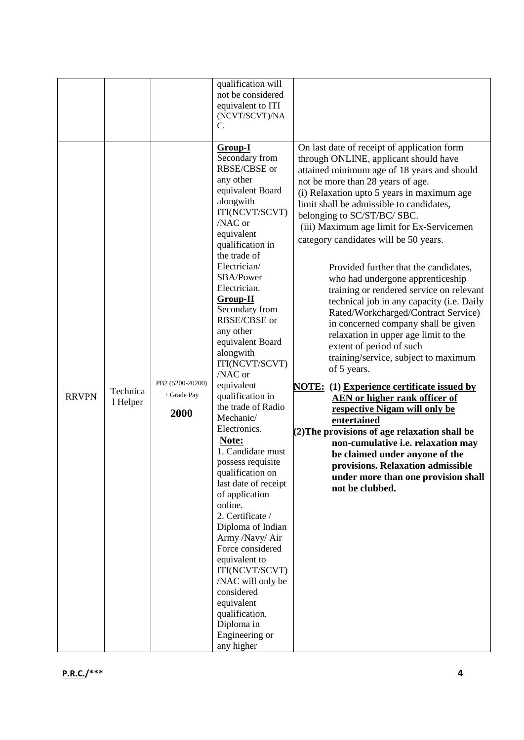|  |  |  | qualification will not be considered equivalent to ITI (NCVT/SCVT)/NAC. |  |
|---|---|---|---|---|
| RRVPN | Technical Helper | PB2 (5200-20200) + Grade Pay **2000** | **Group-I**<br>Secondary from RBSE/CBSE or any other equivalent Board alongwith ITI(NCVT/SCVT) /NAC or equivalent qualification in the trade of Electrician/ SBA/Power Electrician.<br>**Group-II**<br>Secondary from RBSE/CBSE or any other equivalent Board alongwith ITI(NCVT/SCVT) /NAC or equivalent qualification in the trade of Radio Mechanic/ Electronics.<br>**Note:**<br>1. Candidate must possess requisite qualification on last date of receipt of application online.<br>2. Certificate / Diploma of Indian Army /Navy/ Air Force considered equivalent to ITI(NCVT/SCVT) /NAC will only be considered equivalent qualification. Diploma in Engineering or any higher | On last date of receipt of application form through ONLINE, applicant should have attained minimum age of 18 years and should not be more than 28 years of age.<br>(i) Relaxation upto 5 years in maximum age limit shall be admissible to candidates, belonging to SC/ST/BC/ SBC.<br>(iii) Maximum age limit for Ex-Servicemen category candidates will be 50 years.<br>Provided further that the candidates, who had undergone apprenticeship training or rendered service on relevant technical job in any capacity (i.e. Daily Rated/Workcharged/Contract Service) in concerned company shall be given relaxation in upper age limit to the extent of period of such training/service, subject to maximum of 5 years.<br>**NOTE: (1) Experience certificate issued by AEN or higher rank officer of respective Nigam will only be entertained**<br>**(2)The provisions of age relaxation shall be non-cumulative i.e. relaxation may be claimed under anyone of the provisions. Relaxation admissible under more than one provision shall not be clubbed.** |

**P.R.C./\*\*\***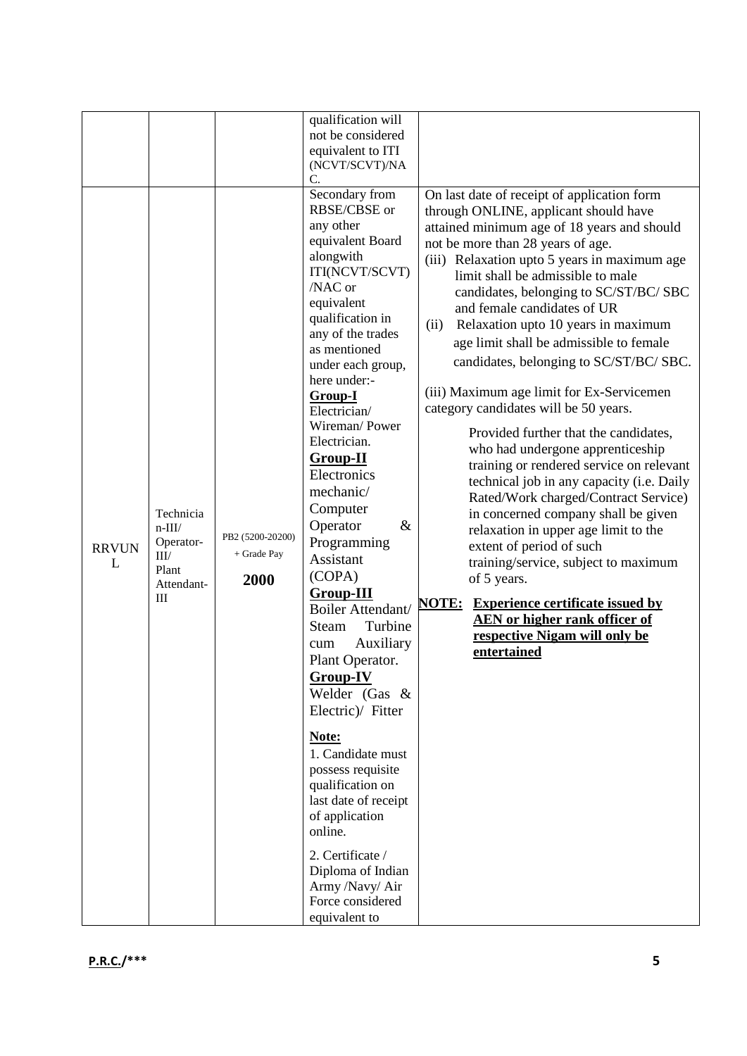| | | | qualification will not be considered equivalent to ITI (NCVT/SCVT)/NAC. | |
|---|---|---|---|---|
| RRVUNL | Technician-III/ Operator-III/ Plant Attendant-III | PB2 (5200-20200) + Grade Pay **2000** | Secondary from RBSE/CBSE or any other equivalent Board alongwith ITI(NCVT/SCVT) /NAC or equivalent qualification in any of the trades as mentioned under each group, here under:-<br>**<u>Group-I</u>**<br>Electrician/ Wireman/ Power Electrician.<br>**<u>Group-II</u>**<br>Electronics mechanic/ Computer Operator & Programming Assistant (COPA)<br>**<u>Group-III</u>**<br>Boiler Attendant/ Steam Turbine cum Auxiliary Plant Operator.<br>**<u>Group-IV</u>**<br>Welder (Gas & Electric)/ Fitter<br><br>**<u>Note:</u>**<br>1. Candidate must possess requisite qualification on last date of receipt of application online.<br><br>2. Certificate / Diploma of Indian Army /Navy/ Air Force considered equivalent to | On last date of receipt of application form through ONLINE, applicant should have attained minimum age of 18 years and should not be more than 28 years of age.<br>(iii) Relaxation upto 5 years in maximum age limit shall be admissible to male candidates, belonging to SC/ST/BC/ SBC and female candidates of UR<br>(ii) Relaxation upto 10 years in maximum age limit shall be admissible to female candidates, belonging to SC/ST/BC/ SBC.<br><br>(iii) Maximum age limit for Ex-Servicemen category candidates will be 50 years.<br><br>Provided further that the candidates, who had undergone apprenticeship training or rendered service on relevant technical job in any capacity (i.e. Daily Rated/Work charged/Contract Service) in concerned company shall be given relaxation in upper age limit to the extent of period of such training/service, subject to maximum of 5 years.<br><br>**<u>NOTE:</u>** **<u>Experience certificate issued by AEN or higher rank officer of respective Nigam will only be entertained</u>** |

**<u>P.R.C.</u>/\*\*\***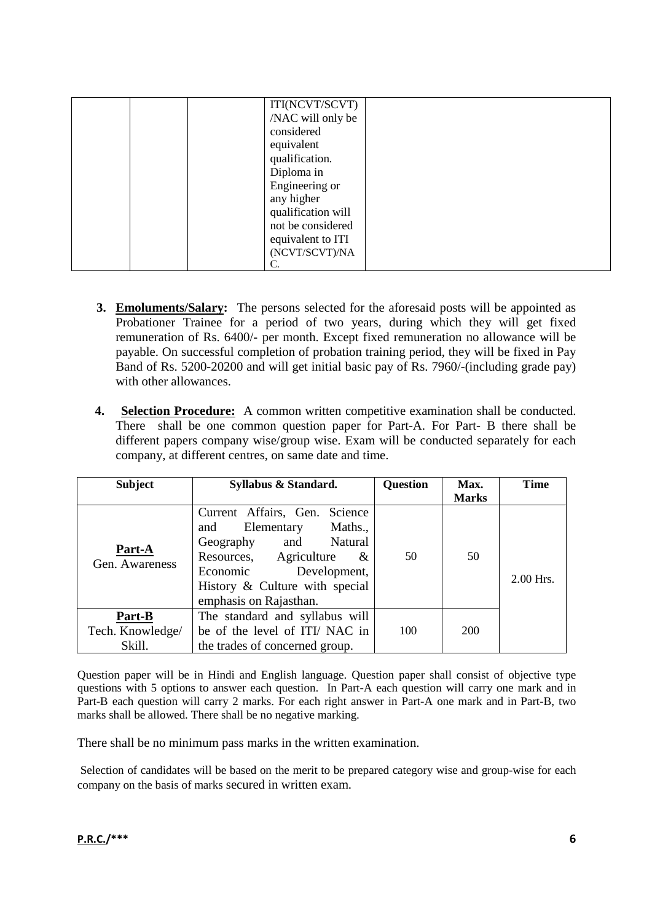|  |  |  | ITI(NCVT/SCVT) /NAC will only be considered equivalent qualification. Diploma in Engineering or any higher qualification will not be considered equivalent to ITI (NCVT/SCVT)/NAC. |  |
|---|---|---|---|---|

**3. Emoluments/Salary:** The persons selected for the aforesaid posts will be appointed as Probationer Trainee for a period of two years, during which they will get fixed remuneration of Rs. 6400/- per month. Except fixed remuneration no allowance will be payable. On successful completion of probation training period, they will be fixed in Pay Band of Rs. 5200-20200 and will get initial basic pay of Rs. 7960/-(including grade pay) with other allowances.

**4. Selection Procedure:** A common written competitive examination shall be conducted. There shall be one common question paper for Part-A. For Part- B there shall be different papers company wise/group wise. Exam will be conducted separately for each company, at different centres, on same date and time.

| Subject | Syllabus & Standard. | Question | Max. Marks | Time |
|---|---|---|---|---|
| **Part-A** Gen. Awareness | Current Affairs, Gen. Science and Elementary Maths., Geography and Natural Resources, Agriculture & Economic Development, History & Culture with special emphasis on Rajasthan. | 50 | 50 | 2.00 Hrs. |
| **Part-B** Tech. Knowledge/ Skill. | The standard and syllabus will be of the level of ITI/ NAC in the trades of concerned group. | 100 | 200 | |

Question paper will be in Hindi and English language. Question paper shall consist of objective type questions with 5 options to answer each question. In Part-A each question will carry one mark and in Part-B each question will carry 2 marks. For each right answer in Part-A one mark and in Part-B, two marks shall be allowed. There shall be no negative marking.

There shall be no minimum pass marks in the written examination.

Selection of candidates will be based on the merit to be prepared category wise and group-wise for each company on the basis of marks secured in written exam.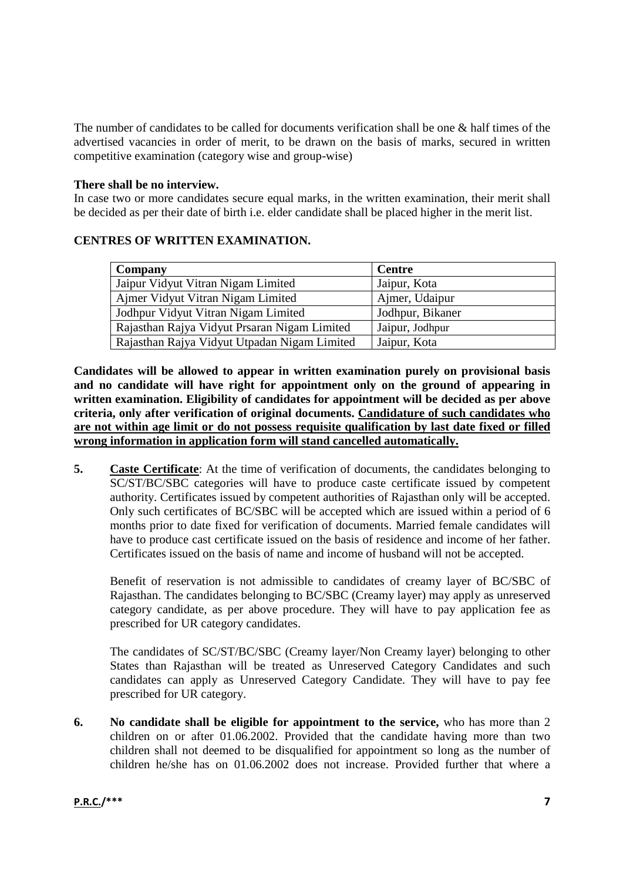The number of candidates to be called for documents verification shall be one & half times of the advertised vacancies in order of merit, to be drawn on the basis of marks, secured in written competitive examination (category wise and group-wise)

**There shall be no interview.**

In case two or more candidates secure equal marks, in the written examination, their merit shall be decided as per their date of birth i.e. elder candidate shall be placed higher in the merit list.

**CENTRES OF WRITTEN EXAMINATION.**

| Company | Centre |
|---|---|
| Jaipur Vidyut Vitran Nigam Limited | Jaipur, Kota |
| Ajmer Vidyut Vitran Nigam Limited | Ajmer, Udaipur |
| Jodhpur Vidyut Vitran Nigam Limited | Jodhpur, Bikaner |
| Rajasthan Rajya Vidyut Prsaran Nigam Limited | Jaipur, Jodhpur |
| Rajasthan Rajya Vidyut Utpadan Nigam Limited | Jaipur, Kota |

**Candidates will be allowed to appear in written examination purely on provisional basis and no candidate will have right for appointment only on the ground of appearing in written examination. Eligibility of candidates for appointment will be decided as per above criteria, only after verification of original documents. <u>Candidature of such candidates who are not within age limit or do not possess requisite qualification by last date fixed or filled wrong information in application form will stand cancelled automatically.</u>**

**5.** **<u>Caste Certificate</u>**: At the time of verification of documents, the candidates belonging to SC/ST/BC/SBC categories will have to produce caste certificate issued by competent authority. Certificates issued by competent authorities of Rajasthan only will be accepted. Only such certificates of BC/SBC will be accepted which are issued within a period of 6 months prior to date fixed for verification of documents. Married female candidates will have to produce cast certificate issued on the basis of residence and income of her father. Certificates issued on the basis of name and income of husband will not be accepted.

Benefit of reservation is not admissible to candidates of creamy layer of BC/SBC of Rajasthan. The candidates belonging to BC/SBC (Creamy layer) may apply as unreserved category candidate, as per above procedure. They will have to pay application fee as prescribed for UR category candidates.

The candidates of SC/ST/BC/SBC (Creamy layer/Non Creamy layer) belonging to other States than Rajasthan will be treated as Unreserved Category Candidates and such candidates can apply as Unreserved Category Candidate. They will have to pay fee prescribed for UR category.

**6.** **No candidate shall be eligible for appointment to the service,** who has more than 2 children on or after 01.06.2002. Provided that the candidate having more than two children shall not deemed to be disqualified for appointment so long as the number of children he/she has on 01.06.2002 does not increase. Provided further that where a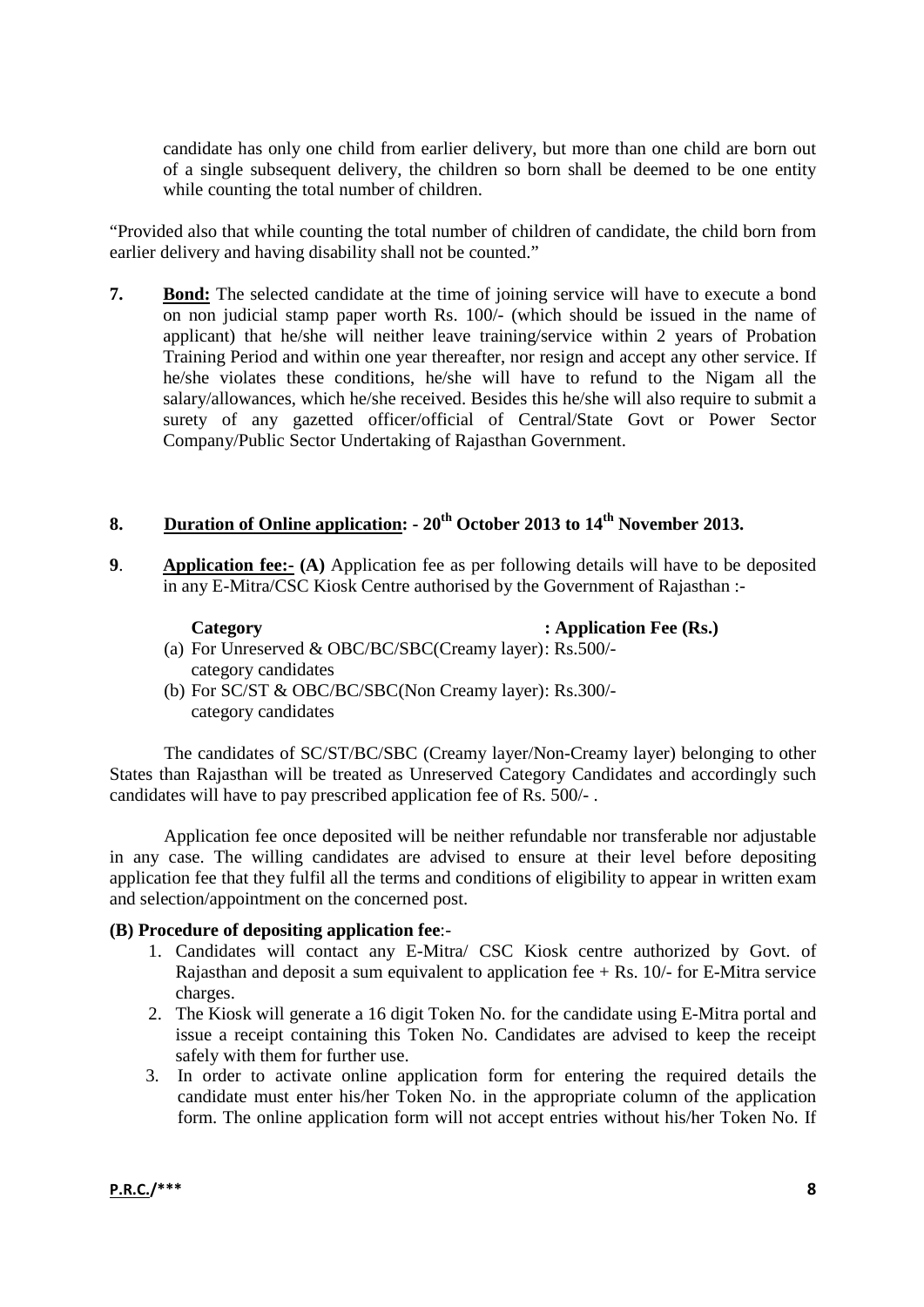candidate has only one child from earlier delivery, but more than one child are born out of a single subsequent delivery, the children so born shall be deemed to be one entity while counting the total number of children.

"Provided also that while counting the total number of children of candidate, the child born from earlier delivery and having disability shall not be counted."

**7.** **Bond:** The selected candidate at the time of joining service will have to execute a bond on non judicial stamp paper worth Rs. 100/- (which should be issued in the name of applicant) that he/she will neither leave training/service within 2 years of Probation Training Period and within one year thereafter, nor resign and accept any other service. If he/she violates these conditions, he/she will have to refund to the Nigam all the salary/allowances, which he/she received. Besides this he/she will also require to submit a surety of any gazetted officer/official of Central/State Govt or Power Sector Company/Public Sector Undertaking of Rajasthan Government.

**8. Duration of Online application: - 20th October 2013 to 14th November 2013.**

**9**. **Application fee:- (A)** Application fee as per following details will have to be deposited in any E-Mitra/CSC Kiosk Centre authorised by the Government of Rajasthan :-

| Category | : Application Fee (Rs.) |
|---|---|
| (a) For Unreserved & OBC/BC/SBC(Creamy layer) category candidates | : Rs.500/- |
| (b) For SC/ST & OBC/BC/SBC(Non Creamy layer) category candidates | : Rs.300/- |

The candidates of SC/ST/BC/SBC (Creamy layer/Non-Creamy layer) belonging to other States than Rajasthan will be treated as Unreserved Category Candidates and accordingly such candidates will have to pay prescribed application fee of Rs. 500/- .

Application fee once deposited will be neither refundable nor transferable nor adjustable in any case. The willing candidates are advised to ensure at their level before depositing application fee that they fulfil all the terms and conditions of eligibility to appear in written exam and selection/appointment on the concerned post.

**(B) Procedure of depositing application fee**:-

1. Candidates will contact any E-Mitra/ CSC Kiosk centre authorized by Govt. of Rajasthan and deposit a sum equivalent to application fee + Rs. 10/- for E-Mitra service charges.
2. The Kiosk will generate a 16 digit Token No. for the candidate using E-Mitra portal and issue a receipt containing this Token No. Candidates are advised to keep the receipt safely with them for further use.
3. In order to activate online application form for entering the required details the candidate must enter his/her Token No. in the appropriate column of the application form. The online application form will not accept entries without his/her Token No. If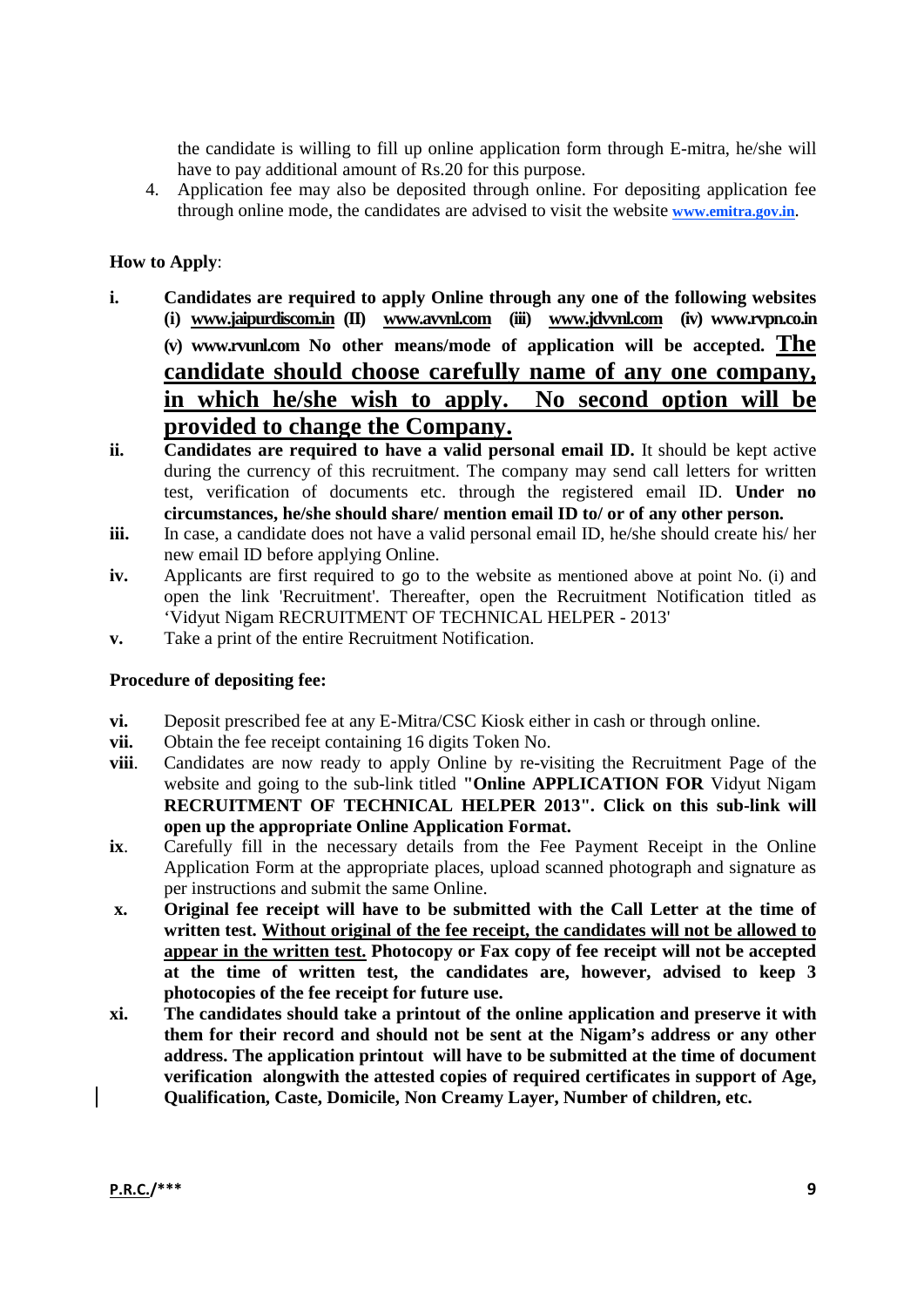the candidate is willing to fill up online application form through E-mitra, he/she will have to pay additional amount of Rs.20 for this purpose.

4. Application fee may also be deposited through online. For depositing application fee through online mode, the candidates are advised to visit the website www.emitra.gov.in.

**How to Apply**:

- **i.** **Candidates are required to apply Online through any one of the following websites (i) www.jaipurdiscom.in (II) www.avvnl.com (iii) www.jdvvnl.com (iv) www.rvpn.co.in (v) www.rvunl.com No other means/mode of application will be accepted. <u>The candidate should choose carefully name of any one company, in which he/she wish to apply. No second option will be provided to change the Company.</u>**
- **ii.** **Candidates are required to have a valid personal email ID.** It should be kept active during the currency of this recruitment. The company may send call letters for written test, verification of documents etc. through the registered email ID. **Under no circumstances, he/she should share/ mention email ID to/ or of any other person.**
- **iii.** In case, a candidate does not have a valid personal email ID, he/she should create his/ her new email ID before applying Online.
- **iv.** Applicants are first required to go to the website as mentioned above at point No. (i) and open the link 'Recruitment'. Thereafter, open the Recruitment Notification titled as 'Vidyut Nigam RECRUITMENT OF TECHNICAL HELPER - 2013'
- **v.** Take a print of the entire Recruitment Notification.

**Procedure of depositing fee:**

- **vi.** Deposit prescribed fee at any E-Mitra/CSC Kiosk either in cash or through online.
- **vii.** Obtain the fee receipt containing 16 digits Token No.
- **viii**. Candidates are now ready to apply Online by re-visiting the Recruitment Page of the website and going to the sub-link titled **"Online APPLICATION FOR** Vidyut Nigam **RECRUITMENT OF TECHNICAL HELPER 2013". Click on this sub-link will open up the appropriate Online Application Format.**
- **ix**. Carefully fill in the necessary details from the Fee Payment Receipt in the Online Application Form at the appropriate places, upload scanned photograph and signature as per instructions and submit the same Online.
- **x.** **Original fee receipt will have to be submitted with the Call Letter at the time of written test. <u>Without original of the fee receipt, the candidates will not be allowed to appear in the written test.</u> Photocopy or Fax copy of fee receipt will not be accepted at the time of written test, the candidates are, however, advised to keep 3 photocopies of the fee receipt for future use.**
- **xi.** **The candidates should take a printout of the online application and preserve it with them for their record and should not be sent at the Nigam's address or any other address. The application printout will have to be submitted at the time of document verification alongwith the attested copies of required certificates in support of Age, Qualification, Caste, Domicile, Non Creamy Layer, Number of children, etc.**

P.R.C./***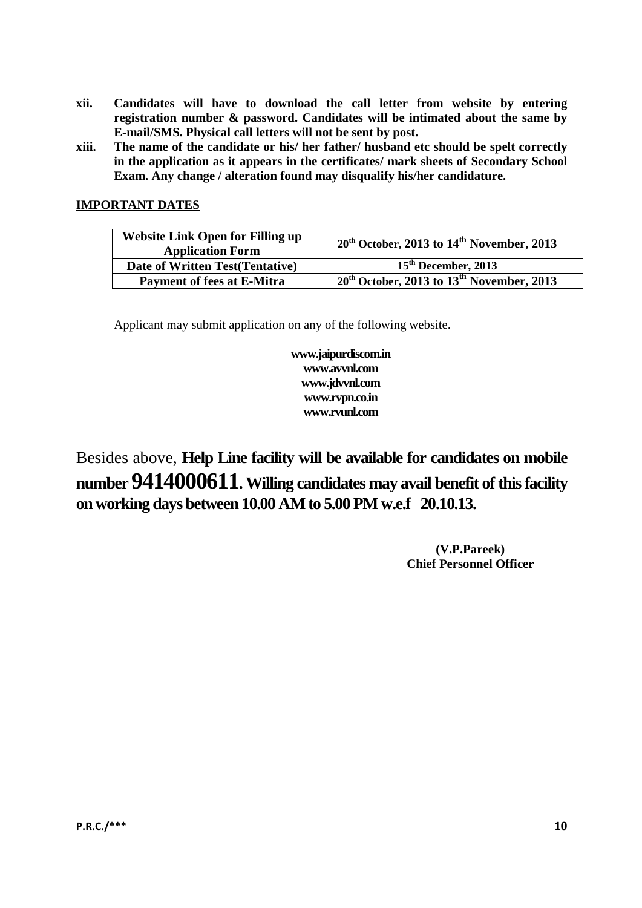**xii.** **Candidates will have to download the call letter from website by entering registration number & password. Candidates will be intimated about the same by E-mail/SMS. Physical call letters will not be sent by post.**

**xiii.** **The name of the candidate or his/ her father/ husband etc should be spelt correctly in the application as it appears in the certificates/ mark sheets of Secondary School Exam. Any change / alteration found may disqualify his/her candidature.**

**IMPORTANT DATES**

| | |
|---|---|
| **Website Link Open for Filling up Application Form** | **20th October, 2013 to 14th November, 2013** |
| **Date of Written Test(Tentative)** | **15th December, 2013** |
| **Payment of fees at E-Mitra** | **20th October, 2013 to 13th November, 2013** |

Applicant may submit application on any of the following website.

**www.jaipurdiscom.in**
**www.avvnl.com**
**www.jdvvnl.com**
**www.rvpn.co.in**
**www.rvunl.com**

Besides above, **Help Line facility will be available for candidates on mobile number 9414000611. Willing candidates may avail benefit of this facility on working days between 10.00 AM to 5.00 PM w.e.f 20.10.13.**

**(V.P.Pareek)**
**Chief Personnel Officer**

**P.R.C./\*\*\***